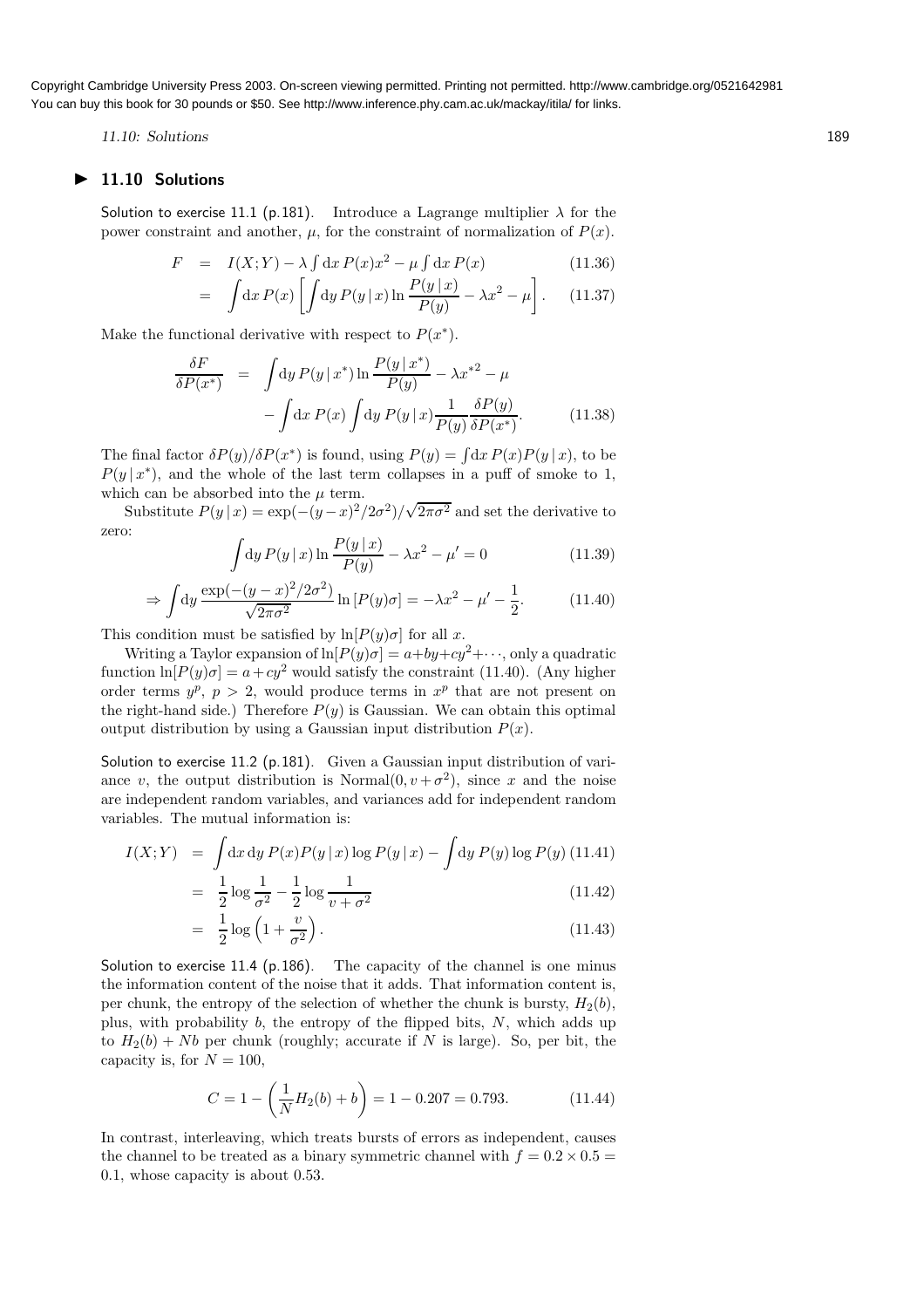## ▶ 11.10 Solutions

Solution to exercise 11.1 (p.181). Introduce a Lagrange multiplier $\lambda$ for the power constraint and another, $\mu$, for the constraint of normalization of $P(x)$.

$$F = I(X;Y) - \lambda \int dx\, P(x)x^2 - \mu \int dx\, P(x) \tag{11.36}$$

$$= \int dx\, P(x) \left[ \int dy\, P(y\,|\,x) \ln \frac{P(y\,|\,x)}{P(y)} - \lambda x^2 - \mu \right]. \tag{11.37}$$

Make the functional derivative with respect to $P(x^*)$.

$$\frac{\delta F}{\delta P(x^*)} = \int dy\, P(y\,|\,x^*) \ln \frac{P(y\,|\,x^*)}{P(y)} - \lambda {x^*}^2 - \mu$$
$$- \int dx\, P(x) \int dy\, P(y\,|\,x) \frac{1}{P(y)} \frac{\delta P(y)}{\delta P(x^*)}. \tag{11.38}$$

The final factor $\delta P(y)/\delta P(x^*)$ is found, using $P(y) = \int dx\, P(x)P(y\,|\,x)$, to be $P(y\,|\,x^*)$, and the whole of the last term collapses in a puff of smoke to 1, which can be absorbed into the $\mu$ term.

Substitute $P(y\,|\,x) = \exp(-(y-x)^2/2\sigma^2)/\sqrt{2\pi\sigma^2}$ and set the derivative to zero:

$$\int dy\, P(y\,|\,x) \ln \frac{P(y\,|\,x)}{P(y)} - \lambda x^2 - \mu' = 0 \tag{11.39}$$

$$\Rightarrow \int dy\, \frac{\exp(-(y-x)^2/2\sigma^2)}{\sqrt{2\pi\sigma^2}} \ln\left[P(y)\sigma\right] = -\lambda x^2 - \mu' - \frac{1}{2}. \tag{11.40}$$

This condition must be satisfied by $\ln[P(y)\sigma]$ for all $x$.

Writing a Taylor expansion of $\ln[P(y)\sigma] = a + by + cy^2 + \cdots$, only a quadratic function $\ln[P(y)\sigma] = a + cy^2$ would satisfy the constraint (11.40). (Any higher order terms $y^p$, $p > 2$, would produce terms in $x^p$ that are not present on the right-hand side.) Therefore $P(y)$ is Gaussian. We can obtain this optimal output distribution by using a Gaussian input distribution $P(x)$.

Solution to exercise 11.2 (p.181). Given a Gaussian input distribution of variance $v$, the output distribution is $\text{Normal}(0, v+\sigma^2)$, since $x$ and the noise are independent random variables, and variances add for independent random variables. The mutual information is:

$$I(X;Y) = \int dx\, dy\, P(x)P(y\,|\,x) \log P(y\,|\,x) - \int dy\, P(y) \log P(y) \tag{11.41}$$

$$= \frac{1}{2} \log \frac{1}{\sigma^2} - \frac{1}{2} \log \frac{1}{v+\sigma^2} \tag{11.42}$$

$$= \frac{1}{2} \log \left(1 + \frac{v}{\sigma^2}\right). \tag{11.43}$$

Solution to exercise 11.4 (p.186). The capacity of the channel is one minus the information content of the noise that it adds. That information content is, per chunk, the entropy of the selection of whether the chunk is bursty, $H_2(b)$, plus, with probability $b$, the entropy of the flipped bits, $N$, which adds up to $H_2(b) + Nb$ per chunk (roughly; accurate if $N$ is large). So, per bit, the capacity is, for $N = 100$,

$$C = 1 - \left(\frac{1}{N} H_2(b) + b\right) = 1 - 0.207 = 0.793. \tag{11.44}$$

In contrast, interleaving, which treats bursts of errors as independent, causes the channel to be treated as a binary symmetric channel with $f = 0.2 \times 0.5 = 0.1$, whose capacity is about 0.53.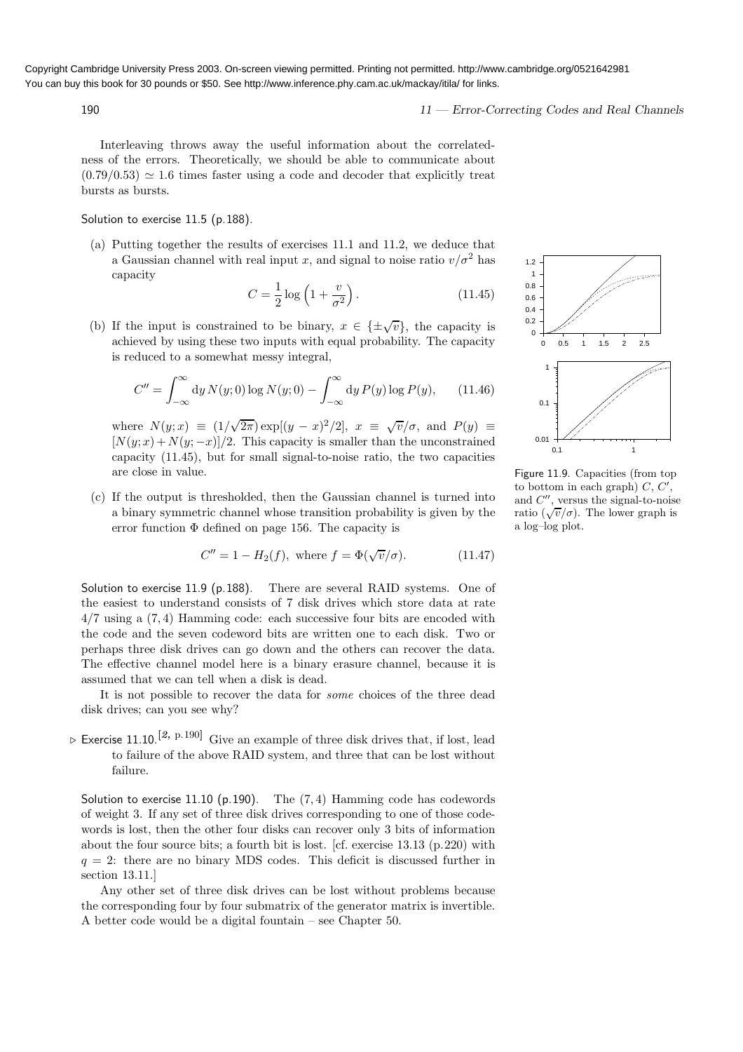Interleaving throws away the useful information about the correlatedness of the errors. Theoretically, we should be able to communicate about $(0.79/0.53) \simeq 1.6$ times faster using a code and decoder that explicitly treat bursts as bursts.

Solution to exercise 11.5 (p.188).

(a) Putting together the results of exercises 11.1 and 11.2, we deduce that a Gaussian channel with real input $x$, and signal to noise ratio $v/\sigma^2$ has capacity

$$C = \frac{1}{2} \log \left(1 + \frac{v}{\sigma^2}\right). \tag{11.45}$$

(b) If the input is constrained to be binary, $x \in \{\pm\sqrt{v}\}$, the capacity is achieved by using these two inputs with equal probability. The capacity is reduced to a somewhat messy integral,

$$C'' = \int_{-\infty}^{\infty} \mathrm{d}y \, N(y;0) \log N(y;0) - \int_{-\infty}^{\infty} \mathrm{d}y \, P(y) \log P(y), \tag{11.46}$$

where $N(y;x) \equiv (1/\sqrt{2\pi}) \exp[(y-x)^2/2]$, $x \equiv \sqrt{v}/\sigma$, and $P(y) \equiv [N(y;x) + N(y;-x)]/2$. This capacity is smaller than the unconstrained capacity (11.45), but for small signal-to-noise ratio, the two capacities are close in value.

(c) If the output is thresholded, then the Gaussian channel is turned into a binary symmetric channel whose transition probability is given by the error function $\Phi$ defined on page 156. The capacity is

$$C'' = 1 - H_2(f), \text{ where } f = \Phi(\sqrt{v}/\sigma). \tag{11.47}$$

1.2
1
0.8
0.6
0.4
0.2
0
0 0.5 1 1.5 2 2.5

1
0.1
0.01
0.1 1

Figure 11.9. Capacities (from top to bottom in each graph) $C$, $C'$, and $C''$, versus the signal-to-noise ratio ($\sqrt{v}/\sigma$). The lower graph is a log–log plot.

Solution to exercise 11.9 (p.188). There are several RAID systems. One of the easiest to understand consists of 7 disk drives which store data at rate $4/7$ using a $(7,4)$ Hamming code: each successive four bits are encoded with the code and the seven codeword bits are written one to each disk. Two or perhaps three disk drives can go down and the others can recover the data. The effective channel model here is a binary erasure channel, because it is assumed that we can tell when a disk is dead.

It is not possible to recover the data for *some* choices of the three dead disk drives; can you see why?

▷ Exercise 11.10.[2, p.190] Give an example of three disk drives that, if lost, lead to failure of the above RAID system, and three that can be lost without failure.

Solution to exercise 11.10 (p.190). The $(7,4)$ Hamming code has codewords of weight 3. If any set of three disk drives corresponding to one of those codewords is lost, then the other four disks can recover only 3 bits of information about the four source bits; a fourth bit is lost. [cf. exercise 13.13 (p.220) with $q = 2$: there are no binary MDS codes. This deficit is discussed further in section 13.11.]

Any other set of three disk drives can be lost without problems because the corresponding four by four submatrix of the generator matrix is invertible. A better code would be a digital fountain – see Chapter 50.